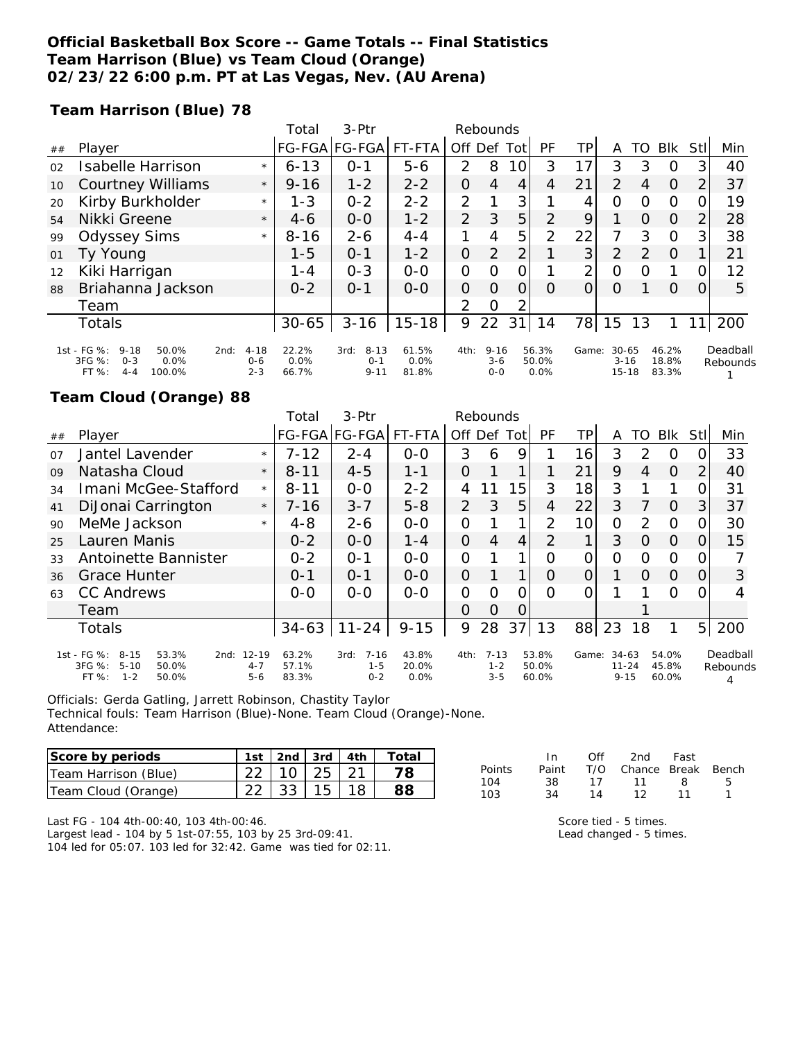**Official Basketball Box Score -- Game Totals -- Final Statistics**
**Team Harrison (Blue) vs Team Cloud (Orange)**
**02/23/22 6:00 p.m. PT at Las Vegas, Nev. (AU Arena)**

**Team Harrison (Blue) 78**

| ## | Player | | Total FG-FGA | 3-Ptr FG-FGA | FT-FTA | Rebounds Off | Def | Tot | PF | TP | A | TO | Blk | Stl | Min |
|---|---|---|---|---|---|---|---|---|---|---|---|---|---|---|---|
| 02 | Isabelle Harrison | * | 6-13 | 0-1 | 5-6 | 2 | 8 | 10 | 3 | 17 | 3 | 3 | 0 | 3 | 40 |
| 10 | Courtney Williams | * | 9-16 | 1-2 | 2-2 | 0 | 4 | 4 | 4 | 21 | 2 | 4 | 0 | 2 | 37 |
| 20 | Kirby Burkholder | * | 1-3 | 0-2 | 2-2 | 2 | 1 | 3 | 1 | 4 | 0 | 0 | 0 | 0 | 19 |
| 54 | Nikki Greene | * | 4-6 | 0-0 | 1-2 | 2 | 3 | 5 | 2 | 9 | 1 | 0 | 0 | 2 | 28 |
| 99 | Odyssey Sims | * | 8-16 | 2-6 | 4-4 | 1 | 4 | 5 | 2 | 22 | 7 | 3 | 0 | 3 | 38 |
| 01 | Ty Young | | 1-5 | 0-1 | 1-2 | 0 | 2 | 2 | 1 | 3 | 2 | 2 | 0 | 1 | 21 |
| 12 | Kiki Harrigan | | 1-4 | 0-3 | 0-0 | 0 | 0 | 0 | 1 | 2 | 0 | 0 | 1 | 0 | 12 |
| 88 | Briahanna Jackson | | 0-2 | 0-1 | 0-0 | 0 | 0 | 0 | 0 | 0 | 0 | 1 | 0 | 0 | 5 |
| | Team | | | | | 2 | 0 | 2 | | | | | | | |
| | Totals | | 30-65 | 3-16 | 15-18 | 9 | 22 | 31 | 14 | 78 | 15 | 13 | 1 | 11 | 200 |

| | | | | | | | | |
|---|---|---|---|---|---|---|---|---|
| 1st - FG %: 9-18 50.0% | 2nd: 4-18 22.2% | 3rd: 8-13 61.5% | 4th: 9-16 56.3% | Game: 30-65 46.2% | Deadball Rebounds |
| 3FG %: 0-3 0.0% | 0-6 0.0% | 0-1 0.0% | 3-6 50.0% | 3-16 18.8% | 1 |
| FT %: 4-4 100.0% | 2-3 66.7% | 9-11 81.8% | 0-0 0.0% | 15-18 83.3% | |

**Team Cloud (Orange) 88**

| ## | Player | | Total FG-FGA | 3-Ptr FG-FGA | FT-FTA | Rebounds Off | Def | Tot | PF | TP | A | TO | Blk | Stl | Min |
|---|---|---|---|---|---|---|---|---|---|---|---|---|---|---|---|
| 07 | Jantel Lavender | * | 7-12 | 2-4 | 0-0 | 3 | 6 | 9 | 1 | 16 | 3 | 2 | 0 | 0 | 33 |
| 09 | Natasha Cloud | * | 8-11 | 4-5 | 1-1 | 0 | 1 | 1 | 1 | 21 | 9 | 4 | 0 | 2 | 40 |
| 34 | Imani McGee-Stafford | * | 8-11 | 0-0 | 2-2 | 4 | 11 | 15 | 3 | 18 | 3 | 1 | 1 | 0 | 31 |
| 41 | DiJonai Carrington | * | 7-16 | 3-7 | 5-8 | 2 | 3 | 5 | 4 | 22 | 3 | 7 | 0 | 3 | 37 |
| 90 | MeMe Jackson | * | 4-8 | 2-6 | 0-0 | 0 | 1 | 1 | 2 | 10 | 0 | 2 | 0 | 0 | 30 |
| 25 | Lauren Manis | | 0-2 | 0-0 | 1-4 | 0 | 4 | 4 | 2 | 1 | 3 | 0 | 0 | 0 | 15 |
| 33 | Antoinette Bannister | | 0-2 | 0-1 | 0-0 | 0 | 1 | 1 | 0 | 0 | 0 | 0 | 0 | 0 | 7 |
| 36 | Grace Hunter | | 0-1 | 0-1 | 0-0 | 0 | 1 | 1 | 0 | 0 | 1 | 0 | 0 | 0 | 3 |
| 63 | CC Andrews | | 0-0 | 0-0 | 0-0 | 0 | 0 | 0 | 0 | 0 | 1 | 1 | 0 | 0 | 4 |
| | Team | | | | | 0 | 0 | 0 | | | | 1 | | | |
| | Totals | | 34-63 | 11-24 | 9-15 | 9 | 28 | 37 | 13 | 88 | 23 | 18 | 1 | 5 | 200 |

| | | | | | |
|---|---|---|---|---|---|
| 1st - FG %: 8-15 53.3% | 2nd: 12-19 63.2% | 3rd: 7-16 43.8% | 4th: 7-13 53.8% | Game: 34-63 54.0% | Deadball Rebounds |
| 3FG %: 5-10 50.0% | 4-7 57.1% | 1-5 20.0% | 1-2 50.0% | 11-24 45.8% | 4 |
| FT %: 1-2 50.0% | 5-6 83.3% | 0-2 0.0% | 3-5 60.0% | 9-15 60.0% | |

Officials: Gerda Gatling, Jarrett Robinson, Chastity Taylor
Technical fouls: Team Harrison (Blue)-None. Team Cloud (Orange)-None.
Attendance:

| Score by periods | 1st | 2nd | 3rd | 4th | Total |
|---|---|---|---|---|---|
| Team Harrison (Blue) | 22 | 10 | 25 | 21 | **78** |
| Team Cloud (Orange) | 22 | 33 | 15 | 18 | **88** |

| Points | In Paint | Off T/O | 2nd Chance | Fast Break | Bench |
|---|---|---|---|---|---|
| 104 | 38 | 17 | 11 | 8 | 5 |
| 103 | 34 | 14 | 12 | 11 | 1 |

Last FG - 104 4th-00:40, 103 4th-00:46.
Largest lead - 104 by 5 1st-07:55, 103 by 25 3rd-09:41.
104 led for 05:07. 103 led for 32:42. Game was tied for 02:11.

Score tied - 5 times.
Lead changed - 5 times.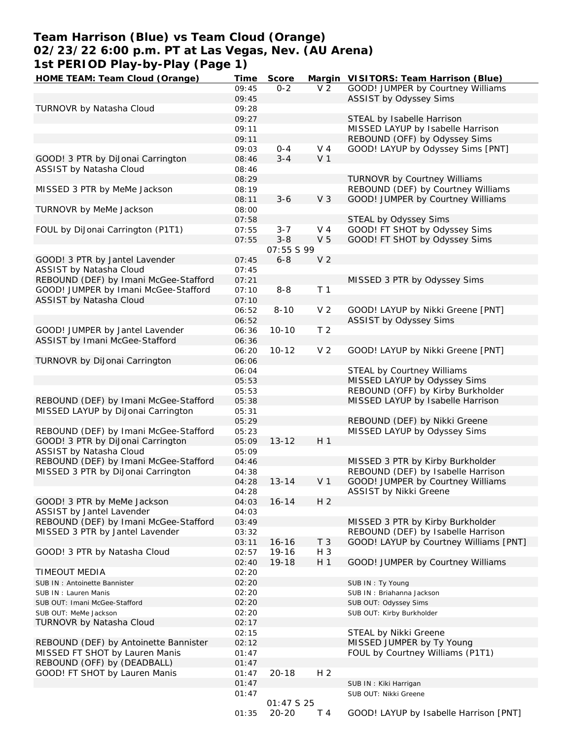# Team Harrison (Blue) vs Team Cloud (Orange)
## 02/23/22 6:00 p.m. PT at Las Vegas, Nev. (AU Arena)
## 1st PERIOD Play-by-Play (Page 1)

| HOME TEAM: Team Cloud (Orange) | Time | Score | Margin | VISITORS: Team Harrison (Blue) |
|---|---|---|---|---|
| | 09:45 | 0-2 | V 2 | GOOD! JUMPER by Courtney Williams |
| | 09:45 | | | ASSIST by Odyssey Sims |
| TURNOVR by Natasha Cloud | 09:28 | | | |
| | 09:27 | | | STEAL by Isabelle Harrison |
| | 09:11 | | | MISSED LAYUP by Isabelle Harrison |
| | 09:11 | | | REBOUND (OFF) by Odyssey Sims |
| | 09:03 | 0-4 | V 4 | GOOD! LAYUP by Odyssey Sims [PNT] |
| GOOD! 3 PTR by DiJonai Carrington | 08:46 | 3-4 | V 1 | |
| ASSIST by Natasha Cloud | 08:46 | | | |
| | 08:29 | | | TURNOVR by Courtney Williams |
| MISSED 3 PTR by MeMe Jackson | 08:19 | | | REBOUND (DEF) by Courtney Williams |
| | 08:11 | 3-6 | V 3 | GOOD! JUMPER by Courtney Williams |
| TURNOVR by MeMe Jackson | 08:00 | | | |
| | 07:58 | | | STEAL by Odyssey Sims |
| FOUL by DiJonai Carrington (P1T1) | 07:55 | 3-7 | V 4 | GOOD! FT SHOT by Odyssey Sims |
| | 07:55 | 3-8 | V 5 | GOOD! FT SHOT by Odyssey Sims |
| | | 07:55 S 99 | | |
| GOOD! 3 PTR by Jantel Lavender | 07:45 | 6-8 | V 2 | |
| ASSIST by Natasha Cloud | 07:45 | | | |
| REBOUND (DEF) by Imani McGee-Stafford | 07:21 | | | MISSED 3 PTR by Odyssey Sims |
| GOOD! JUMPER by Imani McGee-Stafford | 07:10 | 8-8 | T 1 | |
| ASSIST by Natasha Cloud | 07:10 | | | |
| | 06:52 | 8-10 | V 2 | GOOD! LAYUP by Nikki Greene [PNT] |
| | 06:52 | | | ASSIST by Odyssey Sims |
| GOOD! JUMPER by Jantel Lavender | 06:36 | 10-10 | T 2 | |
| ASSIST by Imani McGee-Stafford | 06:36 | | | |
| | 06:20 | 10-12 | V 2 | GOOD! LAYUP by Nikki Greene [PNT] |
| TURNOVR by DiJonai Carrington | 06:06 | | | |
| | 06:04 | | | STEAL by Courtney Williams |
| | 05:53 | | | MISSED LAYUP by Odyssey Sims |
| | 05:53 | | | REBOUND (OFF) by Kirby Burkholder |
| REBOUND (DEF) by Imani McGee-Stafford | 05:38 | | | MISSED LAYUP by Isabelle Harrison |
| MISSED LAYUP by DiJonai Carrington | 05:31 | | | |
| | 05:29 | | | REBOUND (DEF) by Nikki Greene |
| REBOUND (DEF) by Imani McGee-Stafford | 05:23 | | | MISSED LAYUP by Odyssey Sims |
| GOOD! 3 PTR by DiJonai Carrington | 05:09 | 13-12 | H 1 | |
| ASSIST by Natasha Cloud | 05:09 | | | |
| REBOUND (DEF) by Imani McGee-Stafford | 04:46 | | | MISSED 3 PTR by Kirby Burkholder |
| MISSED 3 PTR by DiJonai Carrington | 04:38 | | | REBOUND (DEF) by Isabelle Harrison |
| | 04:28 | 13-14 | V 1 | GOOD! JUMPER by Courtney Williams |
| | 04:28 | | | ASSIST by Nikki Greene |
| GOOD! 3 PTR by MeMe Jackson | 04:03 | 16-14 | H 2 | |
| ASSIST by Jantel Lavender | 04:03 | | | |
| REBOUND (DEF) by Imani McGee-Stafford | 03:49 | | | MISSED 3 PTR by Kirby Burkholder |
| MISSED 3 PTR by Jantel Lavender | 03:32 | | | REBOUND (DEF) by Isabelle Harrison |
| | 03:11 | 16-16 | T 3 | GOOD! LAYUP by Courtney Williams [PNT] |
| GOOD! 3 PTR by Natasha Cloud | 02:57 | 19-16 | H 3 | |
| | 02:40 | 19-18 | H 1 | GOOD! JUMPER by Courtney Williams |
| TIMEOUT MEDIA | 02:20 | | | |
| SUB IN : Antoinette Bannister | 02:20 | | | SUB IN : Ty Young |
| SUB IN : Lauren Manis | 02:20 | | | SUB IN : Briahanna Jackson |
| SUB OUT: Imani McGee-Stafford | 02:20 | | | SUB OUT: Odyssey Sims |
| SUB OUT: MeMe Jackson | 02:20 | | | SUB OUT: Kirby Burkholder |
| TURNOVR by Natasha Cloud | 02:17 | | | |
| | 02:15 | | | STEAL by Nikki Greene |
| REBOUND (DEF) by Antoinette Bannister | 02:12 | | | MISSED JUMPER by Ty Young |
| MISSED FT SHOT by Lauren Manis | 01:47 | | | FOUL by Courtney Williams (P1T1) |
| REBOUND (OFF) by (DEADBALL) | 01:47 | | | |
| GOOD! FT SHOT by Lauren Manis | 01:47 | 20-18 | H 2 | |
| | 01:47 | | | SUB IN : Kiki Harrigan |
| | 01:47 | | | SUB OUT: Nikki Greene |
| | | 01:47 S 25 | | |
| | 01:35 | 20-20 | T 4 | GOOD! LAYUP by Isabelle Harrison [PNT] |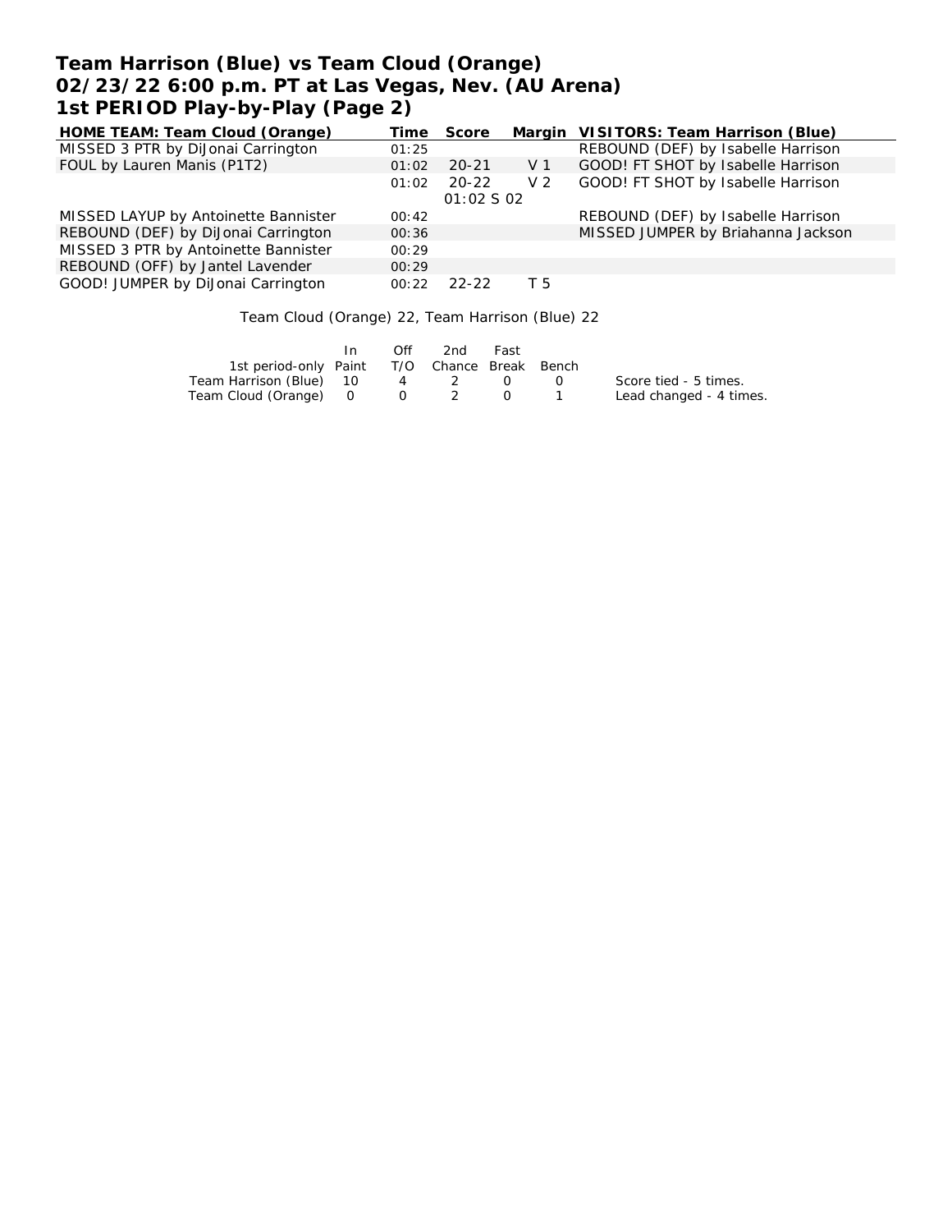# Team Harrison (Blue) vs Team Cloud (Orange)
## 02/23/22 6:00 p.m. PT at Las Vegas, Nev. (AU Arena)
## 1st PERIOD Play-by-Play (Page 2)

| HOME TEAM: Team Cloud (Orange) | Time | Score | Margin | VISITORS: Team Harrison (Blue) |
|---|---|---|---|---|
| MISSED 3 PTR by DiJonai Carrington | 01:25 | | | REBOUND (DEF) by Isabelle Harrison |
| FOUL by Lauren Manis (P1T2) | 01:02 | 20-21 | V 1 | GOOD! FT SHOT by Isabelle Harrison |
| | 01:02 | 20-22 01:02 S 02 | V 2 | GOOD! FT SHOT by Isabelle Harrison |
| MISSED LAYUP by Antoinette Bannister | 00:42 | | | REBOUND (DEF) by Isabelle Harrison |
| REBOUND (DEF) by DiJonai Carrington | 00:36 | | | MISSED JUMPER by Briahanna Jackson |
| MISSED 3 PTR by Antoinette Bannister | 00:29 | | | |
| REBOUND (OFF) by Jantel Lavender | 00:29 | | | |
| GOOD! JUMPER by DiJonai Carrington | 00:22 | 22-22 | T 5 | |

Team Cloud (Orange) 22, Team Harrison (Blue) 22

| 1st period-only | In Paint | Off T/O | 2nd Chance | Fast Break | Bench |
|---|---|---|---|---|---|
| Team Harrison (Blue) | 10 | 4 | 2 | 0 | 0 |
| Team Cloud (Orange) | 0 | 0 | 2 | 0 | 1 |

Score tied - 5 times.
Lead changed - 4 times.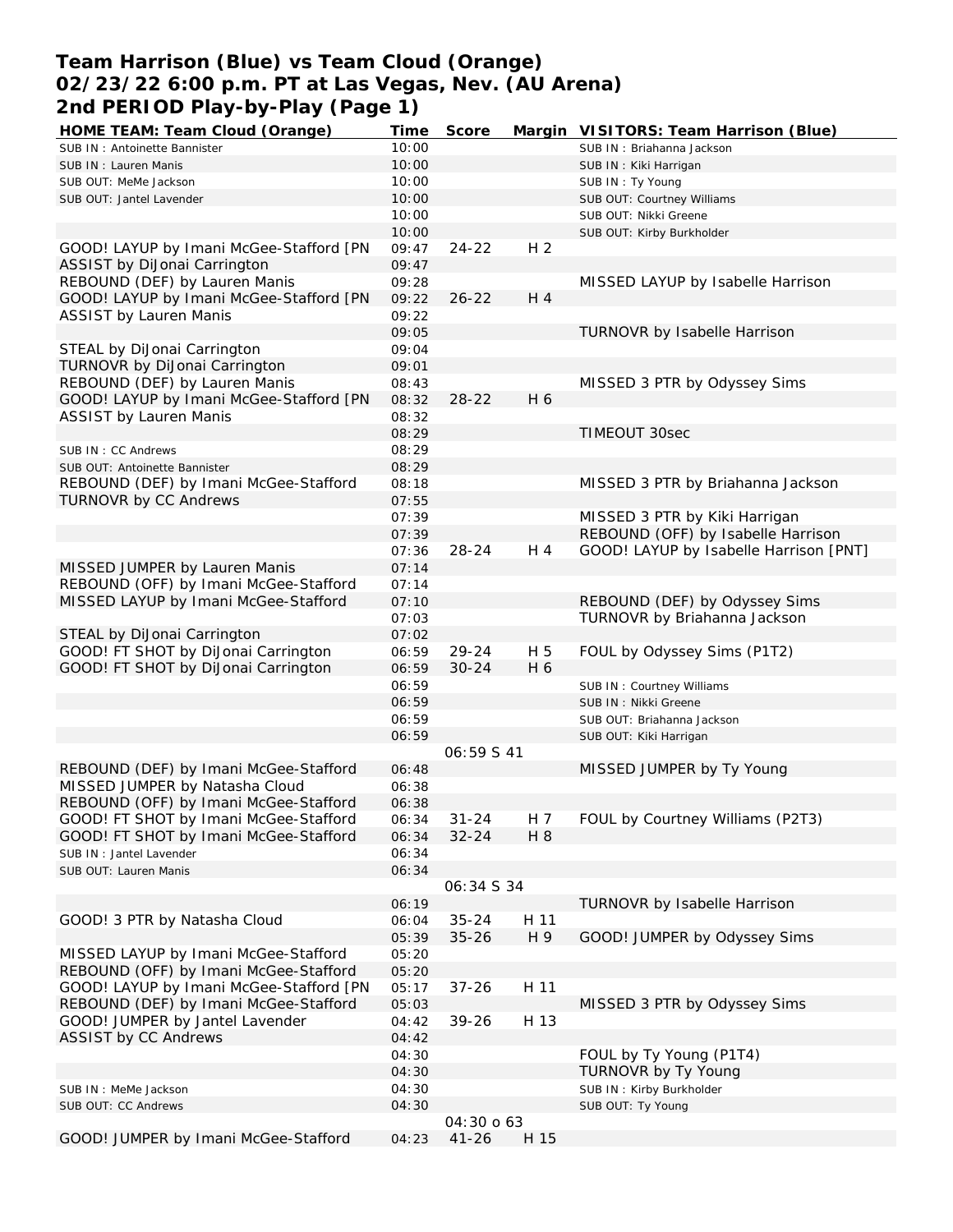# Team Harrison (Blue) vs Team Cloud (Orange)
## 02/23/22 6:00 p.m. PT at Las Vegas, Nev. (AU Arena)
## 2nd PERIOD Play-by-Play (Page 1)

| HOME TEAM: Team Cloud (Orange) | Time | Score | Margin | VISITORS: Team Harrison (Blue) |
|---|---|---|---|---|
| SUB IN : Antoinette Bannister | 10:00 | | | SUB IN : Briahanna Jackson |
| SUB IN : Lauren Manis | 10:00 | | | SUB IN : Kiki Harrigan |
| SUB OUT: MeMe Jackson | 10:00 | | | SUB IN : Ty Young |
| SUB OUT: Jantel Lavender | 10:00 | | | SUB OUT: Courtney Williams |
| | 10:00 | | | SUB OUT: Nikki Greene |
| | 10:00 | | | SUB OUT: Kirby Burkholder |
| GOOD! LAYUP by Imani McGee-Stafford [PN | 09:47 | 24-22 | H 2 | |
| ASSIST by DiJonai Carrington | 09:47 | | | |
| REBOUND (DEF) by Lauren Manis | 09:28 | | | MISSED LAYUP by Isabelle Harrison |
| GOOD! LAYUP by Imani McGee-Stafford [PN | 09:22 | 26-22 | H 4 | |
| ASSIST by Lauren Manis | 09:22 | | | |
| | 09:05 | | | TURNOVR by Isabelle Harrison |
| STEAL by DiJonai Carrington | 09:04 | | | |
| TURNOVR by DiJonai Carrington | 09:01 | | | |
| REBOUND (DEF) by Lauren Manis | 08:43 | | | MISSED 3 PTR by Odyssey Sims |
| GOOD! LAYUP by Imani McGee-Stafford [PN | 08:32 | 28-22 | H 6 | |
| ASSIST by Lauren Manis | 08:32 | | | |
| | 08:29 | | | TIMEOUT 30sec |
| SUB IN : CC Andrews | 08:29 | | | |
| SUB OUT: Antoinette Bannister | 08:29 | | | |
| REBOUND (DEF) by Imani McGee-Stafford | 08:18 | | | MISSED 3 PTR by Briahanna Jackson |
| TURNOVR by CC Andrews | 07:55 | | | |
| | 07:39 | | | MISSED 3 PTR by Kiki Harrigan |
| | 07:39 | | | REBOUND (OFF) by Isabelle Harrison |
| | 07:36 | 28-24 | H 4 | GOOD! LAYUP by Isabelle Harrison [PNT] |
| MISSED JUMPER by Lauren Manis | 07:14 | | | |
| REBOUND (OFF) by Imani McGee-Stafford | 07:14 | | | |
| MISSED LAYUP by Imani McGee-Stafford | 07:10 | | | REBOUND (DEF) by Odyssey Sims |
| | 07:03 | | | TURNOVR by Briahanna Jackson |
| STEAL by DiJonai Carrington | 07:02 | | | |
| GOOD! FT SHOT by DiJonai Carrington | 06:59 | 29-24 | H 5 | FOUL by Odyssey Sims (P1T2) |
| GOOD! FT SHOT by DiJonai Carrington | 06:59 | 30-24 | H 6 | |
| | 06:59 | | | SUB IN : Courtney Williams |
| | 06:59 | | | SUB IN : Nikki Greene |
| | 06:59 | | | SUB OUT: Briahanna Jackson |
| | 06:59 | | | SUB OUT: Kiki Harrigan |
| | | 06:59 S 41 | | |
| REBOUND (DEF) by Imani McGee-Stafford | 06:48 | | | MISSED JUMPER by Ty Young |
| MISSED JUMPER by Natasha Cloud | 06:38 | | | |
| REBOUND (OFF) by Imani McGee-Stafford | 06:38 | | | |
| GOOD! FT SHOT by Imani McGee-Stafford | 06:34 | 31-24 | H 7 | FOUL by Courtney Williams (P2T3) |
| GOOD! FT SHOT by Imani McGee-Stafford | 06:34 | 32-24 | H 8 | |
| SUB IN : Jantel Lavender | 06:34 | | | |
| SUB OUT: Lauren Manis | 06:34 | | | |
| | | 06:34 S 34 | | |
| | 06:19 | | | TURNOVR by Isabelle Harrison |
| GOOD! 3 PTR by Natasha Cloud | 06:04 | 35-24 | H 11 | |
| | 05:39 | 35-26 | H 9 | GOOD! JUMPER by Odyssey Sims |
| MISSED LAYUP by Imani McGee-Stafford | 05:20 | | | |
| REBOUND (OFF) by Imani McGee-Stafford | 05:20 | | | |
| GOOD! LAYUP by Imani McGee-Stafford [PN | 05:17 | 37-26 | H 11 | |
| REBOUND (DEF) by Imani McGee-Stafford | 05:03 | | | MISSED 3 PTR by Odyssey Sims |
| GOOD! JUMPER by Jantel Lavender | 04:42 | 39-26 | H 13 | |
| ASSIST by CC Andrews | 04:42 | | | |
| | 04:30 | | | FOUL by Ty Young (P1T4) |
| | 04:30 | | | TURNOVR by Ty Young |
| SUB IN : MeMe Jackson | 04:30 | | | SUB IN : Kirby Burkholder |
| SUB OUT: CC Andrews | 04:30 | | | SUB OUT: Ty Young |
| | | 04:30 o 63 | | |
| GOOD! JUMPER by Imani McGee-Stafford | 04:23 | 41-26 | H 15 | |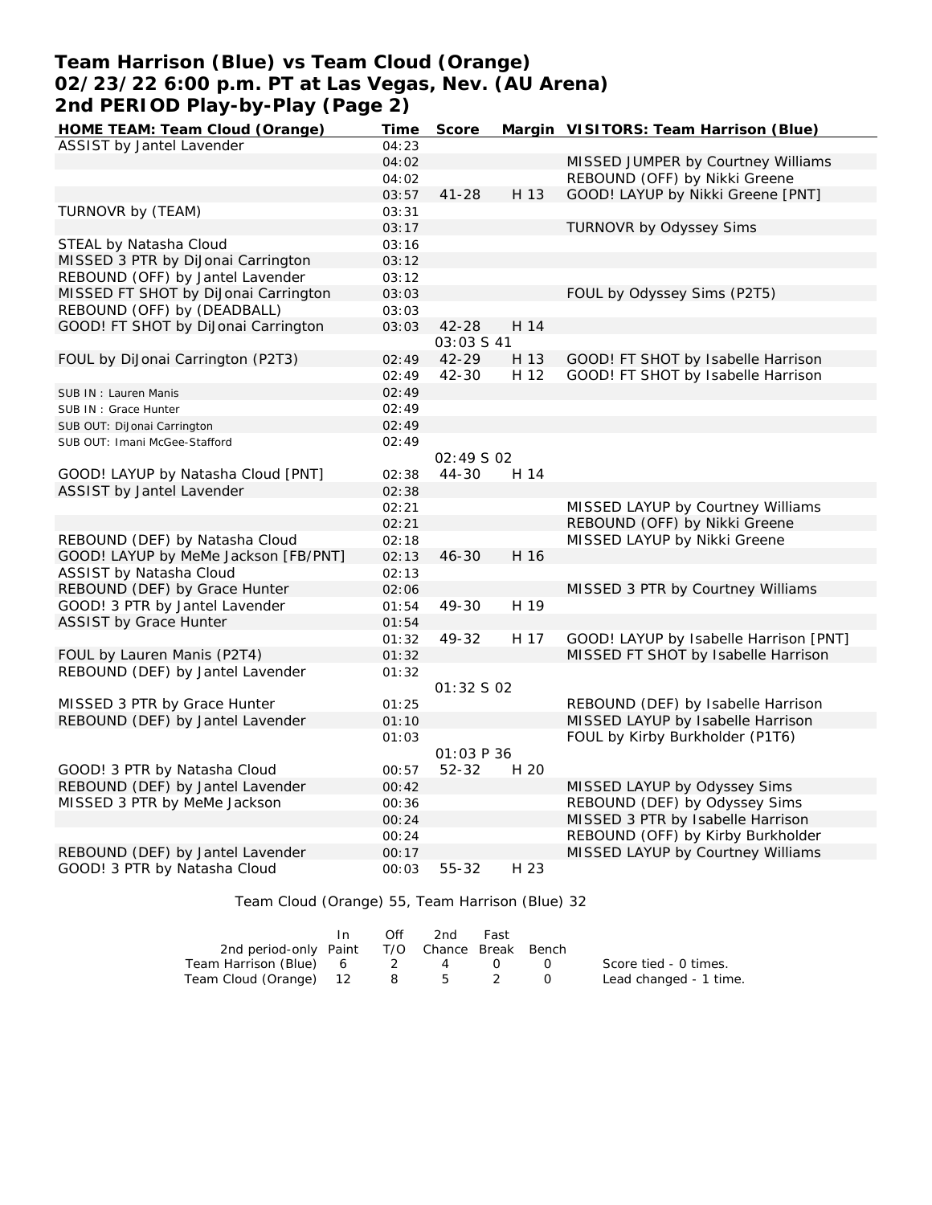# Team Harrison (Blue) vs Team Cloud (Orange)
## 02/23/22 6:00 p.m. PT at Las Vegas, Nev. (AU Arena)
## 2nd PERIOD Play-by-Play (Page 2)

| HOME TEAM: Team Cloud (Orange) | Time | Score | Margin | VISITORS: Team Harrison (Blue) |
|---|---|---|---|---|
| ASSIST by Jantel Lavender | 04:23 | | | |
| | 04:02 | | | MISSED JUMPER by Courtney Williams |
| | 04:02 | | | REBOUND (OFF) by Nikki Greene |
| | 03:57 | 41-28 | H 13 | GOOD! LAYUP by Nikki Greene [PNT] |
| TURNOVR by (TEAM) | 03:31 | | | |
| | 03:17 | | | TURNOVR by Odyssey Sims |
| STEAL by Natasha Cloud | 03:16 | | | |
| MISSED 3 PTR by DiJonai Carrington | 03:12 | | | |
| REBOUND (OFF) by Jantel Lavender | 03:12 | | | |
| MISSED FT SHOT by DiJonai Carrington | 03:03 | | | FOUL by Odyssey Sims (P2T5) |
| REBOUND (OFF) by (DEADBALL) | 03:03 | | | |
| GOOD! FT SHOT by DiJonai Carrington | 03:03 | 42-28 | H 14 | |
| | | 03:03 S 41 | | |
| FOUL by DiJonai Carrington (P2T3) | 02:49 | 42-29 | H 13 | GOOD! FT SHOT by Isabelle Harrison |
| | 02:49 | 42-30 | H 12 | GOOD! FT SHOT by Isabelle Harrison |
| SUB IN : Lauren Manis | 02:49 | | | |
| SUB IN : Grace Hunter | 02:49 | | | |
| SUB OUT: DiJonai Carrington | 02:49 | | | |
| SUB OUT: Imani McGee-Stafford | 02:49 | | | |
| | | 02:49 S 02 | | |
| GOOD! LAYUP by Natasha Cloud [PNT] | 02:38 | 44-30 | H 14 | |
| ASSIST by Jantel Lavender | 02:38 | | | |
| | 02:21 | | | MISSED LAYUP by Courtney Williams |
| | 02:21 | | | REBOUND (OFF) by Nikki Greene |
| REBOUND (DEF) by Natasha Cloud | 02:18 | | | MISSED LAYUP by Nikki Greene |
| GOOD! LAYUP by MeMe Jackson [FB/PNT] | 02:13 | 46-30 | H 16 | |
| ASSIST by Natasha Cloud | 02:13 | | | |
| REBOUND (DEF) by Grace Hunter | 02:06 | | | MISSED 3 PTR by Courtney Williams |
| GOOD! 3 PTR by Jantel Lavender | 01:54 | 49-30 | H 19 | |
| ASSIST by Grace Hunter | 01:54 | | | |
| | 01:32 | 49-32 | H 17 | GOOD! LAYUP by Isabelle Harrison [PNT] |
| FOUL by Lauren Manis (P2T4) | 01:32 | | | MISSED FT SHOT by Isabelle Harrison |
| REBOUND (DEF) by Jantel Lavender | 01:32 | | | |
| | | 01:32 S 02 | | |
| MISSED 3 PTR by Grace Hunter | 01:25 | | | REBOUND (DEF) by Isabelle Harrison |
| REBOUND (DEF) by Jantel Lavender | 01:10 | | | MISSED LAYUP by Isabelle Harrison |
| | 01:03 | | | FOUL by Kirby Burkholder (P1T6) |
| | | 01:03 P 36 | | |
| GOOD! 3 PTR by Natasha Cloud | 00:57 | 52-32 | H 20 | |
| REBOUND (DEF) by Jantel Lavender | 00:42 | | | MISSED LAYUP by Odyssey Sims |
| MISSED 3 PTR by MeMe Jackson | 00:36 | | | REBOUND (DEF) by Odyssey Sims |
| | 00:24 | | | MISSED 3 PTR by Isabelle Harrison |
| | 00:24 | | | REBOUND (OFF) by Kirby Burkholder |
| REBOUND (DEF) by Jantel Lavender | 00:17 | | | MISSED LAYUP by Courtney Williams |
| GOOD! 3 PTR by Natasha Cloud | 00:03 | 55-32 | H 23 | |

Team Cloud (Orange) 55, Team Harrison (Blue) 32

| 2nd period-only | In Paint | Off T/O | 2nd Chance | Fast Break | Bench |
|---|---|---|---|---|---|
| Team Harrison (Blue) | 6 | 2 | 4 | 0 | 0 |
| Team Cloud (Orange) | 12 | 8 | 5 | 2 | 0 |

Score tied - 0 times.
Lead changed - 1 time.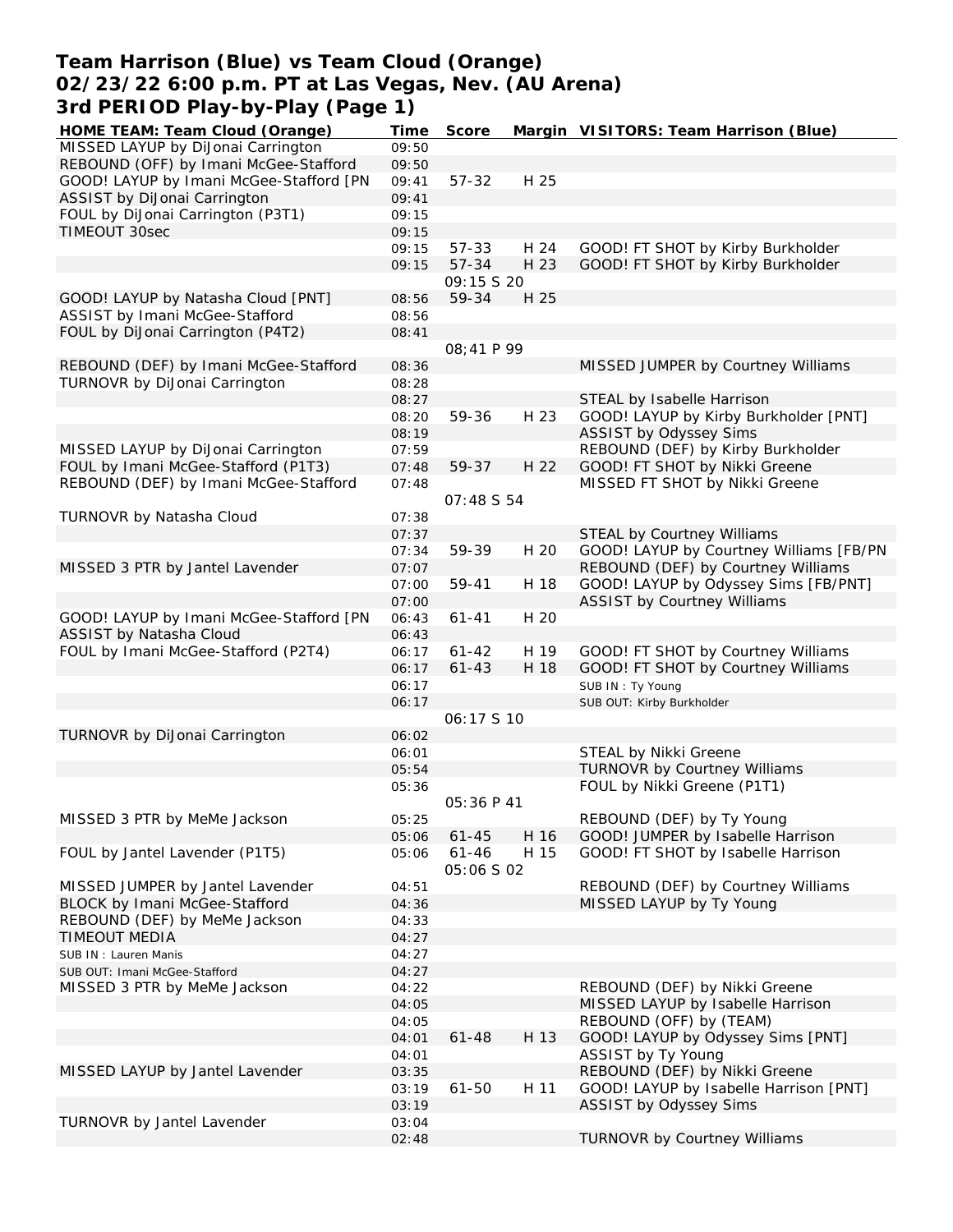# Team Harrison (Blue) vs Team Cloud (Orange)
## 02/23/22 6:00 p.m. PT at Las Vegas, Nev. (AU Arena)
## 3rd PERIOD Play-by-Play (Page 1)

| HOME TEAM: Team Cloud (Orange) | Time | Score | Margin | VISITORS: Team Harrison (Blue) |
|---|---|---|---|---|
| MISSED LAYUP by DiJonai Carrington | 09:50 | | | |
| REBOUND (OFF) by Imani McGee-Stafford | 09:50 | | | |
| GOOD! LAYUP by Imani McGee-Stafford [PN | 09:41 | 57-32 | H 25 | |
| ASSIST by DiJonai Carrington | 09:41 | | | |
| FOUL by DiJonai Carrington (P3T1) | 09:15 | | | |
| TIMEOUT 30sec | 09:15 | | | |
| | 09:15 | 57-33 | H 24 | GOOD! FT SHOT by Kirby Burkholder |
| | 09:15 | 57-34 | H 23 | GOOD! FT SHOT by Kirby Burkholder |
| | | 09:15 S 20 | | |
| GOOD! LAYUP by Natasha Cloud [PNT] | 08:56 | 59-34 | H 25 | |
| ASSIST by Imani McGee-Stafford | 08:56 | | | |
| FOUL by DiJonai Carrington (P4T2) | 08:41 | | | |
| | | 08;41 P 99 | | |
| REBOUND (DEF) by Imani McGee-Stafford | 08:36 | | | MISSED JUMPER by Courtney Williams |
| TURNOVR by DiJonai Carrington | 08:28 | | | |
| | 08:27 | | | STEAL by Isabelle Harrison |
| | 08:20 | 59-36 | H 23 | GOOD! LAYUP by Kirby Burkholder [PNT] |
| | 08:19 | | | ASSIST by Odyssey Sims |
| MISSED LAYUP by DiJonai Carrington | 07:59 | | | REBOUND (DEF) by Kirby Burkholder |
| FOUL by Imani McGee-Stafford (P1T3) | 07:48 | 59-37 | H 22 | GOOD! FT SHOT by Nikki Greene |
| REBOUND (DEF) by Imani McGee-Stafford | 07:48 | | | MISSED FT SHOT by Nikki Greene |
| | | 07:48 S 54 | | |
| TURNOVR by Natasha Cloud | 07:38 | | | |
| | 07:37 | | | STEAL by Courtney Williams |
| | 07:34 | 59-39 | H 20 | GOOD! LAYUP by Courtney Williams [FB/PN |
| MISSED 3 PTR by Jantel Lavender | 07:07 | | | REBOUND (DEF) by Courtney Williams |
| | 07:00 | 59-41 | H 18 | GOOD! LAYUP by Odyssey Sims [FB/PNT] |
| | 07:00 | | | ASSIST by Courtney Williams |
| GOOD! LAYUP by Imani McGee-Stafford [PN | 06:43 | 61-41 | H 20 | |
| ASSIST by Natasha Cloud | 06:43 | | | |
| FOUL by Imani McGee-Stafford (P2T4) | 06:17 | 61-42 | H 19 | GOOD! FT SHOT by Courtney Williams |
| | 06:17 | 61-43 | H 18 | GOOD! FT SHOT by Courtney Williams |
| | 06:17 | | | SUB IN : Ty Young |
| | 06:17 | | | SUB OUT: Kirby Burkholder |
| | | 06:17 S 10 | | |
| TURNOVR by DiJonai Carrington | 06:02 | | | |
| | 06:01 | | | STEAL by Nikki Greene |
| | 05:54 | | | TURNOVR by Courtney Williams |
| | 05:36 | | | FOUL by Nikki Greene (P1T1) |
| | | 05:36 P 41 | | |
| MISSED 3 PTR by MeMe Jackson | 05:25 | | | REBOUND (DEF) by Ty Young |
| | 05:06 | 61-45 | H 16 | GOOD! JUMPER by Isabelle Harrison |
| FOUL by Jantel Lavender (P1T5) | 05:06 | 61-46 | H 15 | GOOD! FT SHOT by Isabelle Harrison |
| | | 05:06 S 02 | | |
| MISSED JUMPER by Jantel Lavender | 04:51 | | | REBOUND (DEF) by Courtney Williams |
| BLOCK by Imani McGee-Stafford | 04:36 | | | MISSED LAYUP by Ty Young |
| REBOUND (DEF) by MeMe Jackson | 04:33 | | | |
| TIMEOUT MEDIA | 04:27 | | | |
| SUB IN : Lauren Manis | 04:27 | | | |
| SUB OUT: Imani McGee-Stafford | 04:27 | | | |
| MISSED 3 PTR by MeMe Jackson | 04:22 | | | REBOUND (DEF) by Nikki Greene |
| | 04:05 | | | MISSED LAYUP by Isabelle Harrison |
| | 04:05 | | | REBOUND (OFF) by (TEAM) |
| | 04:01 | 61-48 | H 13 | GOOD! LAYUP by Odyssey Sims [PNT] |
| | 04:01 | | | ASSIST by Ty Young |
| MISSED LAYUP by Jantel Lavender | 03:35 | | | REBOUND (DEF) by Nikki Greene |
| | 03:19 | 61-50 | H 11 | GOOD! LAYUP by Isabelle Harrison [PNT] |
| | 03:19 | | | ASSIST by Odyssey Sims |
| TURNOVR by Jantel Lavender | 03:04 | | | |
| | 02:48 | | | TURNOVR by Courtney Williams |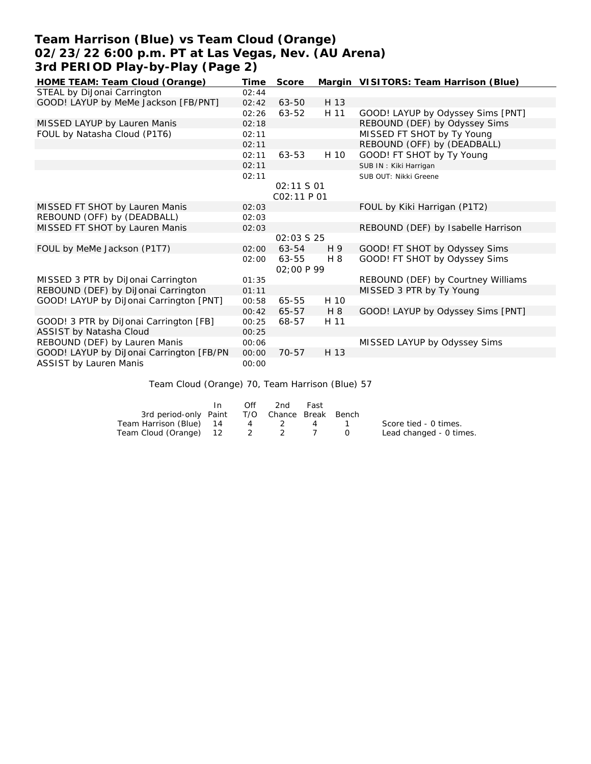# Team Harrison (Blue) vs Team Cloud (Orange)
## 02/23/22 6:00 p.m. PT at Las Vegas, Nev. (AU Arena)
## 3rd PERIOD Play-by-Play (Page 2)

| HOME TEAM: Team Cloud (Orange) | Time | Score | Margin | VISITORS: Team Harrison (Blue) |
|---|---|---|---|---|
| STEAL by DiJonai Carrington | 02:44 | | | |
| GOOD! LAYUP by MeMe Jackson [FB/PNT] | 02:42 | 63-50 | H 13 | |
| | 02:26 | 63-52 | H 11 | GOOD! LAYUP by Odyssey Sims [PNT] |
| MISSED LAYUP by Lauren Manis | 02:18 | | | REBOUND (DEF) by Odyssey Sims |
| FOUL by Natasha Cloud (P1T6) | 02:11 | | | MISSED FT SHOT by Ty Young |
| | 02:11 | | | REBOUND (OFF) by (DEADBALL) |
| | 02:11 | 63-53 | H 10 | GOOD! FT SHOT by Ty Young |
| | 02:11 | | | SUB IN : Kiki Harrigan |
| | 02:11 | | | SUB OUT: Nikki Greene |
| | | 02:11 S 01 | | |
| | | C02:11 P 01 | | |
| MISSED FT SHOT by Lauren Manis | 02:03 | | | FOUL by Kiki Harrigan (P1T2) |
| REBOUND (OFF) by (DEADBALL) | 02:03 | | | |
| MISSED FT SHOT by Lauren Manis | 02:03 | | | REBOUND (DEF) by Isabelle Harrison |
| | | 02:03 S 25 | | |
| FOUL by MeMe Jackson (P1T7) | 02:00 | 63-54 | H 9 | GOOD! FT SHOT by Odyssey Sims |
| | 02:00 | 63-55 | H 8 | GOOD! FT SHOT by Odyssey Sims |
| | | 02;00 P 99 | | |
| MISSED 3 PTR by DiJonai Carrington | 01:35 | | | REBOUND (DEF) by Courtney Williams |
| REBOUND (DEF) by DiJonai Carrington | 01:11 | | | MISSED 3 PTR by Ty Young |
| GOOD! LAYUP by DiJonai Carrington [PNT] | 00:58 | 65-55 | H 10 | |
| | 00:42 | 65-57 | H 8 | GOOD! LAYUP by Odyssey Sims [PNT] |
| GOOD! 3 PTR by DiJonai Carrington [FB] | 00:25 | 68-57 | H 11 | |
| ASSIST by Natasha Cloud | 00:25 | | | |
| REBOUND (DEF) by Lauren Manis | 00:06 | | | MISSED LAYUP by Odyssey Sims |
| GOOD! LAYUP by DiJonai Carrington [FB/PN | 00:00 | 70-57 | H 13 | |
| ASSIST by Lauren Manis | 00:00 | | | |

Team Cloud (Orange) 70, Team Harrison (Blue) 57

| 3rd period-only | In Paint | Off T/O | 2nd Chance | Fast Break | Bench |
|---|---|---|---|---|---|
| Team Harrison (Blue) | 14 | 4 | 2 | 4 | 1 |
| Team Cloud (Orange) | 12 | 2 | 2 | 7 | 0 |

Score tied - 0 times.
Lead changed - 0 times.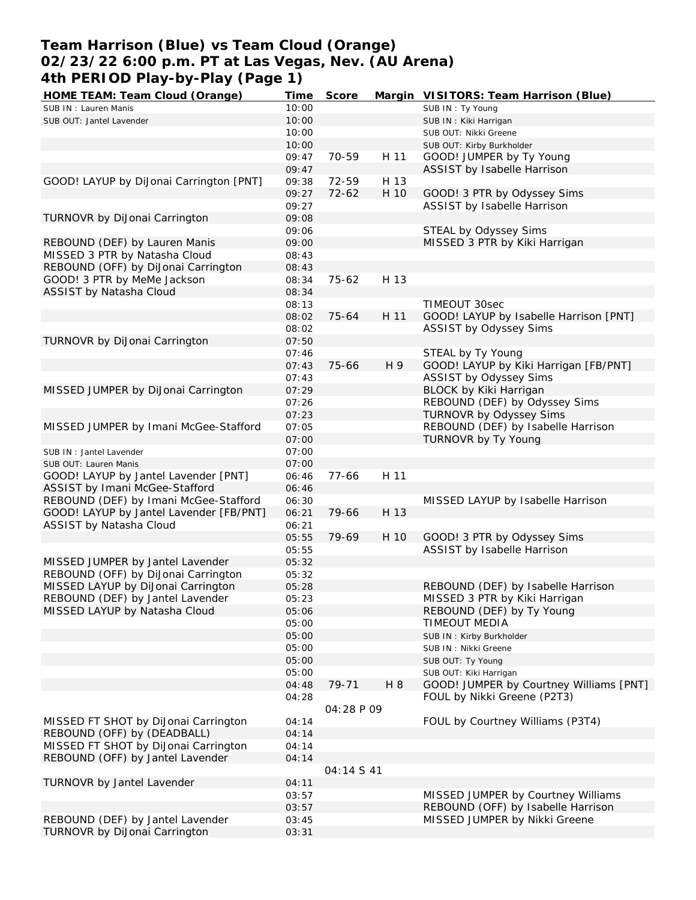# Team Harrison (Blue) vs Team Cloud (Orange)
# 02/23/22 6:00 p.m. PT at Las Vegas, Nev. (AU Arena)
# 4th PERIOD Play-by-Play (Page 1)

| HOME TEAM: Team Cloud (Orange) | Time | Score | Margin | VISITORS: Team Harrison (Blue) |
|---|---|---|---|---|
| SUB IN : Lauren Manis | 10:00 | | | SUB IN : Ty Young |
| SUB OUT: Jantel Lavender | 10:00 | | | SUB IN : Kiki Harrigan |
| | 10:00 | | | SUB OUT: Nikki Greene |
| | 10:00 | | | SUB OUT: Kirby Burkholder |
| | 09:47 | 70-59 | H 11 | GOOD! JUMPER by Ty Young |
| | 09:47 | | | ASSIST by Isabelle Harrison |
| GOOD! LAYUP by DiJonai Carrington [PNT] | 09:38 | 72-59 | H 13 | |
| | 09:27 | 72-62 | H 10 | GOOD! 3 PTR by Odyssey Sims |
| | 09:27 | | | ASSIST by Isabelle Harrison |
| TURNOVR by DiJonai Carrington | 09:08 | | | |
| | 09:06 | | | STEAL by Odyssey Sims |
| REBOUND (DEF) by Lauren Manis | 09:00 | | | MISSED 3 PTR by Kiki Harrigan |
| MISSED 3 PTR by Natasha Cloud | 08:43 | | | |
| REBOUND (OFF) by DiJonai Carrington | 08:43 | | | |
| GOOD! 3 PTR by MeMe Jackson | 08:34 | 75-62 | H 13 | |
| ASSIST by Natasha Cloud | 08:34 | | | |
| | 08:13 | | | TIMEOUT 30sec |
| | 08:02 | 75-64 | H 11 | GOOD! LAYUP by Isabelle Harrison [PNT] |
| | 08:02 | | | ASSIST by Odyssey Sims |
| TURNOVR by DiJonai Carrington | 07:50 | | | |
| | 07:46 | | | STEAL by Ty Young |
| | 07:43 | 75-66 | H 9 | GOOD! LAYUP by Kiki Harrigan [FB/PNT] |
| | 07:43 | | | ASSIST by Odyssey Sims |
| MISSED JUMPER by DiJonai Carrington | 07:29 | | | BLOCK by Kiki Harrigan |
| | 07:26 | | | REBOUND (DEF) by Odyssey Sims |
| | 07:23 | | | TURNOVR by Odyssey Sims |
| MISSED JUMPER by Imani McGee-Stafford | 07:05 | | | REBOUND (DEF) by Isabelle Harrison |
| | 07:00 | | | TURNOVR by Ty Young |
| SUB IN : Jantel Lavender | 07:00 | | | |
| SUB OUT: Lauren Manis | 07:00 | | | |
| GOOD! LAYUP by Jantel Lavender [PNT] | 06:46 | 77-66 | H 11 | |
| ASSIST by Imani McGee-Stafford | 06:46 | | | |
| REBOUND (DEF) by Imani McGee-Stafford | 06:30 | | | MISSED LAYUP by Isabelle Harrison |
| GOOD! LAYUP by Jantel Lavender [FB/PNT] | 06:21 | 79-66 | H 13 | |
| ASSIST by Natasha Cloud | 06:21 | | | |
| | 05:55 | 79-69 | H 10 | GOOD! 3 PTR by Odyssey Sims |
| | 05:55 | | | ASSIST by Isabelle Harrison |
| MISSED JUMPER by Jantel Lavender | 05:32 | | | |
| REBOUND (OFF) by DiJonai Carrington | 05:32 | | | |
| MISSED LAYUP by DiJonai Carrington | 05:28 | | | REBOUND (DEF) by Isabelle Harrison |
| REBOUND (DEF) by Jantel Lavender | 05:23 | | | MISSED 3 PTR by Kiki Harrigan |
| MISSED LAYUP by Natasha Cloud | 05:06 | | | REBOUND (DEF) by Ty Young |
| | 05:00 | | | TIMEOUT MEDIA |
| | 05:00 | | | SUB IN : Kirby Burkholder |
| | 05:00 | | | SUB IN : Nikki Greene |
| | 05:00 | | | SUB OUT: Ty Young |
| | 05:00 | | | SUB OUT: Kiki Harrigan |
| | 04:48 | 79-71 | H 8 | GOOD! JUMPER by Courtney Williams [PNT] |
| | 04:28 | | | FOUL by Nikki Greene (P2T3) |
| | | 04:28 P 09 | | |
| MISSED FT SHOT by DiJonai Carrington | 04:14 | | | FOUL by Courtney Williams (P3T4) |
| REBOUND (OFF) by (DEADBALL) | 04:14 | | | |
| MISSED FT SHOT by DiJonai Carrington | 04:14 | | | |
| REBOUND (OFF) by Jantel Lavender | 04:14 | | | |
| | | 04:14 S 41 | | |
| TURNOVR by Jantel Lavender | 04:11 | | | |
| | 03:57 | | | MISSED JUMPER by Courtney Williams |
| | 03:57 | | | REBOUND (OFF) by Isabelle Harrison |
| REBOUND (DEF) by Jantel Lavender | 03:45 | | | MISSED JUMPER by Nikki Greene |
| TURNOVR by DiJonai Carrington | 03:31 | | | |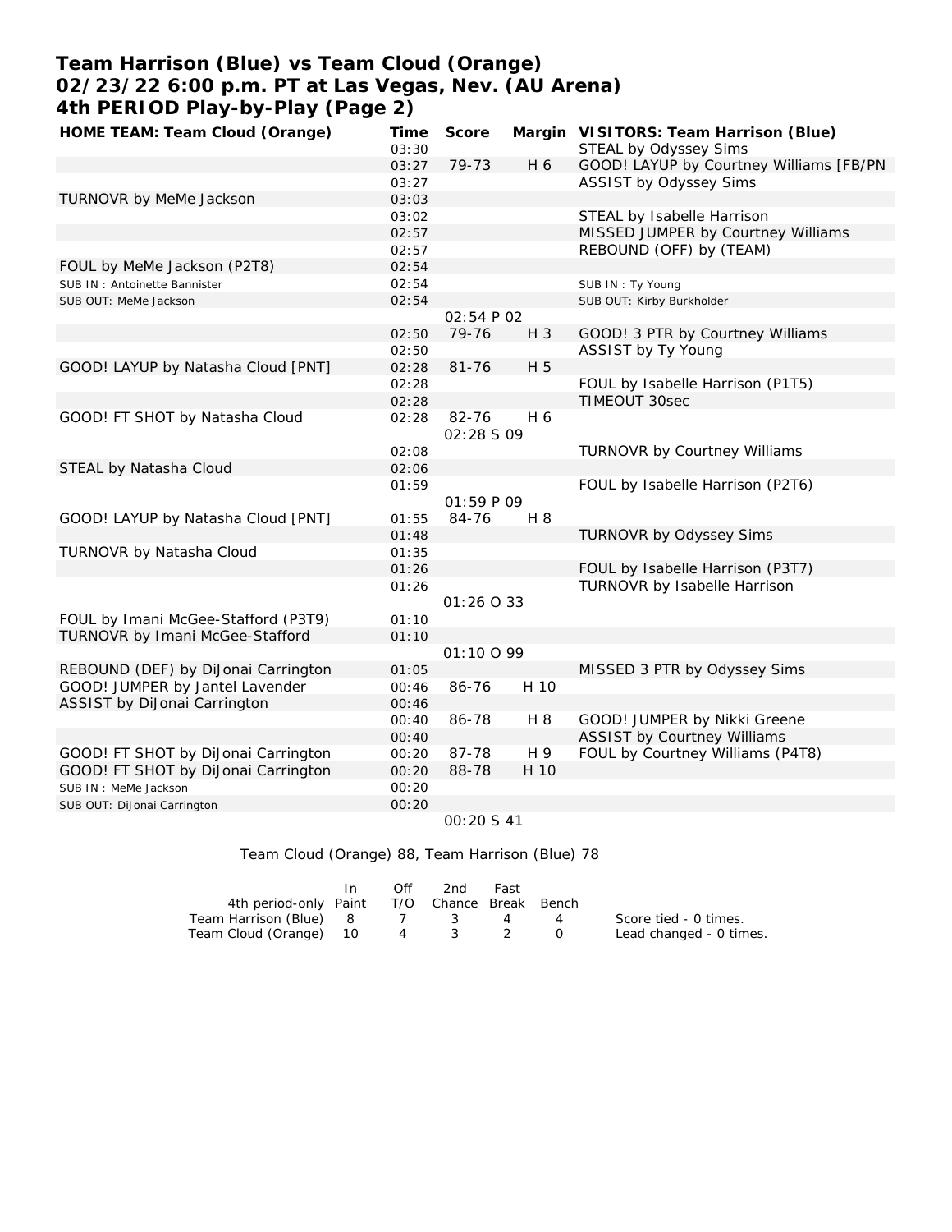# Team Harrison (Blue) vs Team Cloud (Orange)
## 02/23/22 6:00 p.m. PT at Las Vegas, Nev. (AU Arena)
## 4th PERIOD Play-by-Play (Page 2)

| HOME TEAM: Team Cloud (Orange) | Time | Score | Margin | VISITORS: Team Harrison (Blue) |
|---|---|---|---|---|
| | 03:30 | | | STEAL by Odyssey Sims |
| | 03:27 | 79-73 | H 6 | GOOD! LAYUP by Courtney Williams [FB/PN |
| | 03:27 | | | ASSIST by Odyssey Sims |
| TURNOVR by MeMe Jackson | 03:03 | | | |
| | 03:02 | | | STEAL by Isabelle Harrison |
| | 02:57 | | | MISSED JUMPER by Courtney Williams |
| | 02:57 | | | REBOUND (OFF) by (TEAM) |
| FOUL by MeMe Jackson (P2T8) | 02:54 | | | |
| SUB IN : Antoinette Bannister | 02:54 | | | SUB IN : Ty Young |
| SUB OUT: MeMe Jackson | 02:54 | | | SUB OUT: Kirby Burkholder |
| | | 02:54 P 02 | | |
| | 02:50 | 79-76 | H 3 | GOOD! 3 PTR by Courtney Williams |
| | 02:50 | | | ASSIST by Ty Young |
| GOOD! LAYUP by Natasha Cloud [PNT] | 02:28 | 81-76 | H 5 | |
| | 02:28 | | | FOUL by Isabelle Harrison (P1T5) |
| | 02:28 | | | TIMEOUT 30sec |
| GOOD! FT SHOT by Natasha Cloud | 02:28 | 82-76 | H 6 | |
| | | 02:28 S 09 | | |
| | 02:08 | | | TURNOVR by Courtney Williams |
| STEAL by Natasha Cloud | 02:06 | | | |
| | 01:59 | | | FOUL by Isabelle Harrison (P2T6) |
| | | 01:59 P 09 | | |
| GOOD! LAYUP by Natasha Cloud [PNT] | 01:55 | 84-76 | H 8 | |
| | 01:48 | | | TURNOVR by Odyssey Sims |
| TURNOVR by Natasha Cloud | 01:35 | | | |
| | 01:26 | | | FOUL by Isabelle Harrison (P3T7) |
| | 01:26 | | | TURNOVR by Isabelle Harrison |
| | | 01:26 O 33 | | |
| FOUL by Imani McGee-Stafford (P3T9) | 01:10 | | | |
| TURNOVR by Imani McGee-Stafford | 01:10 | | | |
| | | 01:10 O 99 | | |
| REBOUND (DEF) by DiJonai Carrington | 01:05 | | | MISSED 3 PTR by Odyssey Sims |
| GOOD! JUMPER by Jantel Lavender | 00:46 | 86-76 | H 10 | |
| ASSIST by DiJonai Carrington | 00:46 | | | |
| | 00:40 | 86-78 | H 8 | GOOD! JUMPER by Nikki Greene |
| | 00:40 | | | ASSIST by Courtney Williams |
| GOOD! FT SHOT by DiJonai Carrington | 00:20 | 87-78 | H 9 | FOUL by Courtney Williams (P4T8) |
| GOOD! FT SHOT by DiJonai Carrington | 00:20 | 88-78 | H 10 | |
| SUB IN : MeMe Jackson | 00:20 | | | |
| SUB OUT: DiJonai Carrington | 00:20 | | | |
| | | 00:20 S 41 | | |

Team Cloud (Orange) 88, Team Harrison (Blue) 78

| 4th period-only | In Paint | Off T/O | 2nd Chance | Fast Break | Bench |
|---|---|---|---|---|---|
| Team Harrison (Blue) | 8 | 7 | 3 | 4 | 4 |
| Team Cloud (Orange) | 10 | 4 | 3 | 2 | 0 |

Score tied - 0 times.
Lead changed - 0 times.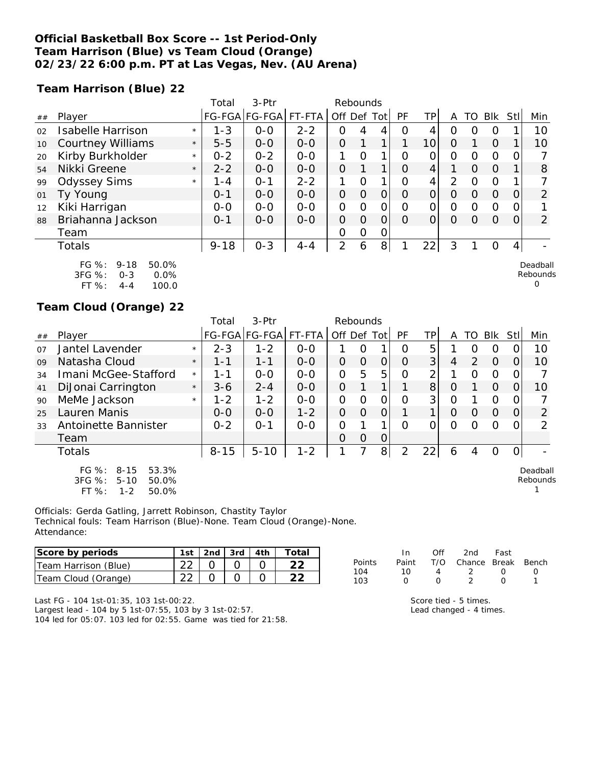**Official Basketball Box Score -- 1st Period-Only**
**Team Harrison (Blue) vs Team Cloud (Orange)**
**02/23/22 6:00 p.m. PT at Las Vegas, Nev. (AU Arena)**

**Team Harrison (Blue) 22**

| ## | Player | | Total FG-FGA | 3-Ptr FG-FGA | FT-FTA | Off | Def | Tot | PF | TP | A | TO | Blk | Stl | Min |
|---|---|---|---|---|---|---|---|---|---|---|---|---|---|---|---|
| 02 | Isabelle Harrison | * | 1-3 | 0-0 | 2-2 | 0 | 4 | 4 | 0 | 4 | 0 | 0 | 0 | 1 | 10 |
| 10 | Courtney Williams | * | 5-5 | 0-0 | 0-0 | 0 | 1 | 1 | 1 | 10 | 0 | 1 | 0 | 1 | 10 |
| 20 | Kirby Burkholder | * | 0-2 | 0-2 | 0-0 | 1 | 0 | 1 | 0 | 0 | 0 | 0 | 0 | 0 | 7 |
| 54 | Nikki Greene | * | 2-2 | 0-0 | 0-0 | 0 | 1 | 1 | 0 | 4 | 1 | 0 | 0 | 1 | 8 |
| 99 | Odyssey Sims | * | 1-4 | 0-1 | 2-2 | 1 | 0 | 1 | 0 | 4 | 2 | 0 | 0 | 1 | 7 |
| 01 | Ty Young | | 0-1 | 0-0 | 0-0 | 0 | 0 | 0 | 0 | 0 | 0 | 0 | 0 | 0 | 2 |
| 12 | Kiki Harrigan | | 0-0 | 0-0 | 0-0 | 0 | 0 | 0 | 0 | 0 | 0 | 0 | 0 | 0 | 1 |
| 88 | Briahanna Jackson | | 0-1 | 0-0 | 0-0 | 0 | 0 | 0 | 0 | 0 | 0 | 0 | 0 | 0 | 2 |
| | Team | | | | | 0 | 0 | 0 | | | | | | | |
| | Totals | | 9-18 | 0-3 | 4-4 | 2 | 6 | 8 | 1 | 22 | 3 | 1 | 0 | 4 | - |

FG %: 9-18 50.0%
3FG %: 0-3 0.0%
FT %: 4-4 100.0

Deadball Rebounds 0

**Team Cloud (Orange) 22**

| ## | Player | | Total FG-FGA | 3-Ptr FG-FGA | FT-FTA | Off | Def | Tot | PF | TP | A | TO | Blk | Stl | Min |
|---|---|---|---|---|---|---|---|---|---|---|---|---|---|---|---|
| 07 | Jantel Lavender | * | 2-3 | 1-2 | 0-0 | 1 | 0 | 1 | 0 | 5 | 1 | 0 | 0 | 0 | 10 |
| 09 | Natasha Cloud | * | 1-1 | 1-1 | 0-0 | 0 | 0 | 0 | 0 | 3 | 4 | 2 | 0 | 0 | 10 |
| 34 | Imani McGee-Stafford | * | 1-1 | 0-0 | 0-0 | 0 | 5 | 5 | 0 | 2 | 1 | 0 | 0 | 0 | 7 |
| 41 | DiJonai Carrington | * | 3-6 | 2-4 | 0-0 | 0 | 1 | 1 | 1 | 8 | 0 | 1 | 0 | 0 | 10 |
| 90 | MeMe Jackson | * | 1-2 | 1-2 | 0-0 | 0 | 0 | 0 | 0 | 3 | 0 | 1 | 0 | 0 | 7 |
| 25 | Lauren Manis | | 0-0 | 0-0 | 1-2 | 0 | 0 | 0 | 1 | 1 | 0 | 0 | 0 | 0 | 2 |
| 33 | Antoinette Bannister | | 0-2 | 0-1 | 0-0 | 0 | 1 | 1 | 0 | 0 | 0 | 0 | 0 | 0 | 2 |
| | Team | | | | | 0 | 0 | 0 | | | | | | | |
| | Totals | | 8-15 | 5-10 | 1-2 | 1 | 7 | 8 | 2 | 22 | 6 | 4 | 0 | 0 | - |

FG %: 8-15 53.3%
3FG %: 5-10 50.0%
FT %: 1-2 50.0%

Deadball Rebounds 1

Officials: Gerda Gatling, Jarrett Robinson, Chastity Taylor
Technical fouls: Team Harrison (Blue)-None. Team Cloud (Orange)-None.
Attendance:

| Score by periods | 1st | 2nd | 3rd | 4th | Total |
|---|---|---|---|---|---|
| Team Harrison (Blue) | 22 | 0 | 0 | 0 | 22 |
| Team Cloud (Orange) | 22 | 0 | 0 | 0 | 22 |

| Points | In Paint | Off T/O | 2nd Chance | Fast Break | Bench |
|---|---|---|---|---|---|
| 104 | 10 | 4 | 2 | 0 | 0 |
| 103 | 0 | 0 | 2 | 0 | 1 |

Last FG - 104 1st-01:35, 103 1st-00:22.
Largest lead - 104 by 5 1st-07:55, 103 by 3 1st-02:57.
104 led for 05:07. 103 led for 02:55. Game was tied for 21:58.

Score tied - 5 times.
Lead changed - 4 times.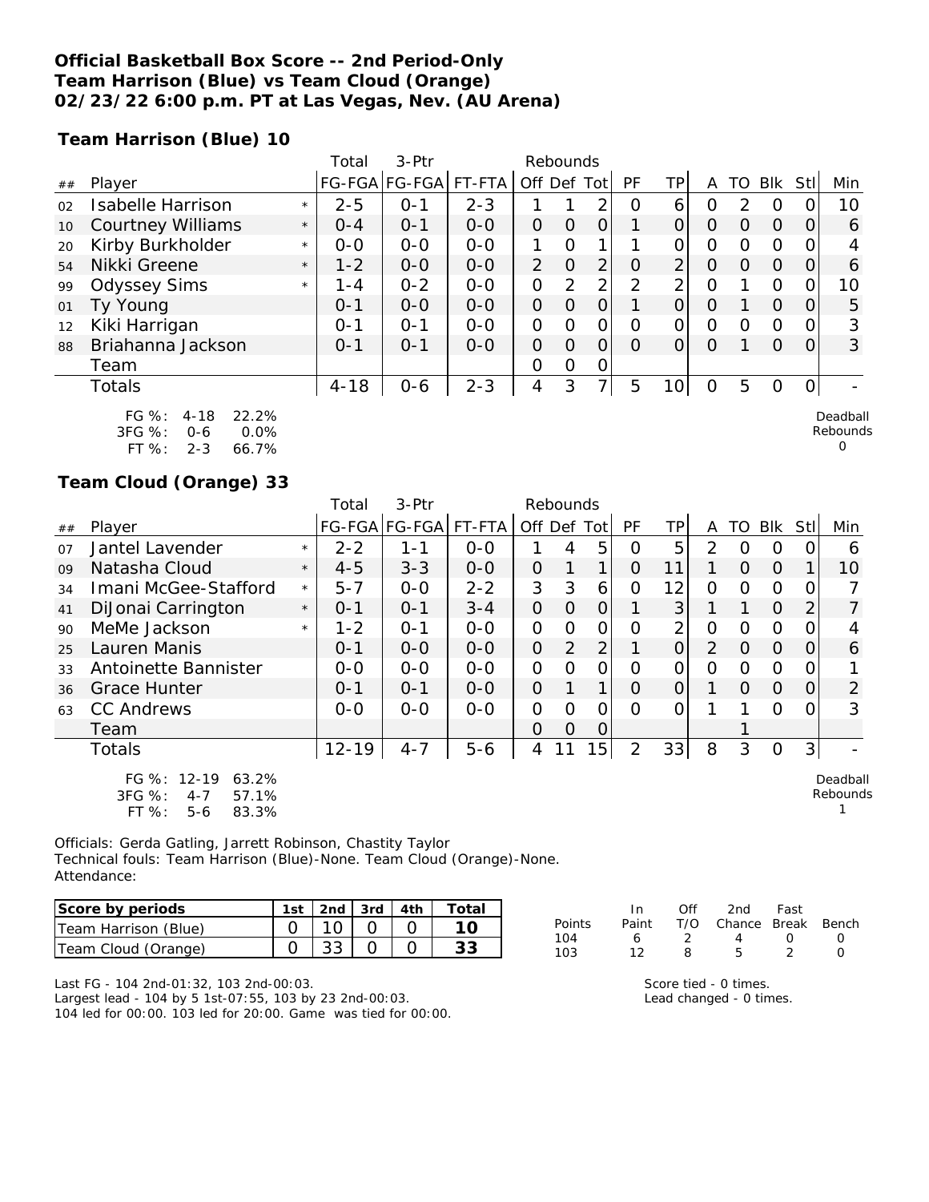# Official Basketball Box Score -- 2nd Period-Only
## Team Harrison (Blue) vs Team Cloud (Orange)
## 02/23/22 6:00 p.m. PT at Las Vegas, Nev. (AU Arena)

### Team Harrison (Blue) 10

| ## | Player | | Total FG-FGA | 3-Ptr FG-FGA | FT-FTA | Rebounds Off | Def | Tot | PF | TP | A | TO | Blk | Stl | Min |
|---|---|---|---|---|---|---|---|---|---|---|---|---|---|---|---|
| 02 | Isabelle Harrison | * | 2-5 | 0-1 | 2-3 | 1 | 1 | 2 | 0 | 6 | 0 | 2 | 0 | 0 | 10 |
| 10 | Courtney Williams | * | 0-4 | 0-1 | 0-0 | 0 | 0 | 0 | 1 | 0 | 0 | 0 | 0 | 0 | 6 |
| 20 | Kirby Burkholder | * | 0-0 | 0-0 | 0-0 | 1 | 0 | 1 | 1 | 0 | 0 | 0 | 0 | 0 | 4 |
| 54 | Nikki Greene | * | 1-2 | 0-0 | 0-0 | 2 | 0 | 2 | 0 | 2 | 0 | 0 | 0 | 0 | 6 |
| 99 | Odyssey Sims | * | 1-4 | 0-2 | 0-0 | 0 | 2 | 2 | 2 | 2 | 0 | 1 | 0 | 0 | 10 |
| 01 | Ty Young | | 0-1 | 0-0 | 0-0 | 0 | 0 | 0 | 1 | 0 | 0 | 1 | 0 | 0 | 5 |
| 12 | Kiki Harrigan | | 0-1 | 0-1 | 0-0 | 0 | 0 | 0 | 0 | 0 | 0 | 0 | 0 | 0 | 3 |
| 88 | Briahanna Jackson | | 0-1 | 0-1 | 0-0 | 0 | 0 | 0 | 0 | 0 | 0 | 1 | 0 | 0 | 3 |
| | Team | | | | | 0 | 0 | 0 | | | | | | | |
| | Totals | | 4-18 | 0-6 | 2-3 | 4 | 3 | 7 | 5 | 10 | 0 | 5 | 0 | 0 | - |

FG %: 4-18 22.2%
3FG %: 0-6 0.0%
FT %: 2-3 66.7%

Deadball Rebounds: 0

### Team Cloud (Orange) 33

| ## | Player | | Total FG-FGA | 3-Ptr FG-FGA | FT-FTA | Rebounds Off | Def | Tot | PF | TP | A | TO | Blk | Stl | Min |
|---|---|---|---|---|---|---|---|---|---|---|---|---|---|---|---|
| 07 | Jantel Lavender | * | 2-2 | 1-1 | 0-0 | 1 | 4 | 5 | 0 | 5 | 2 | 0 | 0 | 0 | 6 |
| 09 | Natasha Cloud | * | 4-5 | 3-3 | 0-0 | 0 | 1 | 1 | 0 | 11 | 1 | 0 | 0 | 1 | 10 |
| 34 | Imani McGee-Stafford | * | 5-7 | 0-0 | 2-2 | 3 | 3 | 6 | 0 | 12 | 0 | 0 | 0 | 0 | 7 |
| 41 | DiJonai Carrington | * | 0-1 | 0-1 | 3-4 | 0 | 0 | 0 | 1 | 3 | 1 | 1 | 0 | 2 | 7 |
| 90 | MeMe Jackson | * | 1-2 | 0-1 | 0-0 | 0 | 0 | 0 | 0 | 2 | 0 | 0 | 0 | 0 | 4 |
| 25 | Lauren Manis | | 0-1 | 0-0 | 0-0 | 0 | 2 | 2 | 1 | 0 | 2 | 0 | 0 | 0 | 6 |
| 33 | Antoinette Bannister | | 0-0 | 0-0 | 0-0 | 0 | 0 | 0 | 0 | 0 | 0 | 0 | 0 | 0 | 1 |
| 36 | Grace Hunter | | 0-1 | 0-1 | 0-0 | 0 | 1 | 1 | 0 | 0 | 1 | 0 | 0 | 0 | 2 |
| 63 | CC Andrews | | 0-0 | 0-0 | 0-0 | 0 | 0 | 0 | 0 | 0 | 1 | 1 | 0 | 0 | 3 |
| | Team | | | | | 0 | 0 | 0 | | | | 1 | | | |
| | Totals | | 12-19 | 4-7 | 5-6 | 4 | 11 | 15 | 2 | 33 | 8 | 3 | 0 | 3 | - |

FG %: 12-19 63.2%
3FG %: 4-7 57.1%
FT %: 5-6 83.3%

Deadball Rebounds: 1

Officials: Gerda Gatling, Jarrett Robinson, Chastity Taylor
Technical fouls: Team Harrison (Blue)-None. Team Cloud (Orange)-None.
Attendance:

| Score by periods | 1st | 2nd | 3rd | 4th | Total |
|---|---|---|---|---|---|
| Team Harrison (Blue) | 0 | 10 | 0 | 0 | 10 |
| Team Cloud (Orange) | 0 | 33 | 0 | 0 | 33 |

| Points | In Paint | Off T/O | 2nd Chance | Fast Break | Bench |
|---|---|---|---|---|---|
| 104 | 6 | 2 | 4 | 0 | 0 |
| 103 | 12 | 8 | 5 | 2 | 0 |

Last FG - 104 2nd-01:32, 103 2nd-00:03.
Largest lead - 104 by 5 1st-07:55, 103 by 23 2nd-00:03.
104 led for 00:00. 103 led for 20:00. Game was tied for 00:00.

Score tied - 0 times.
Lead changed - 0 times.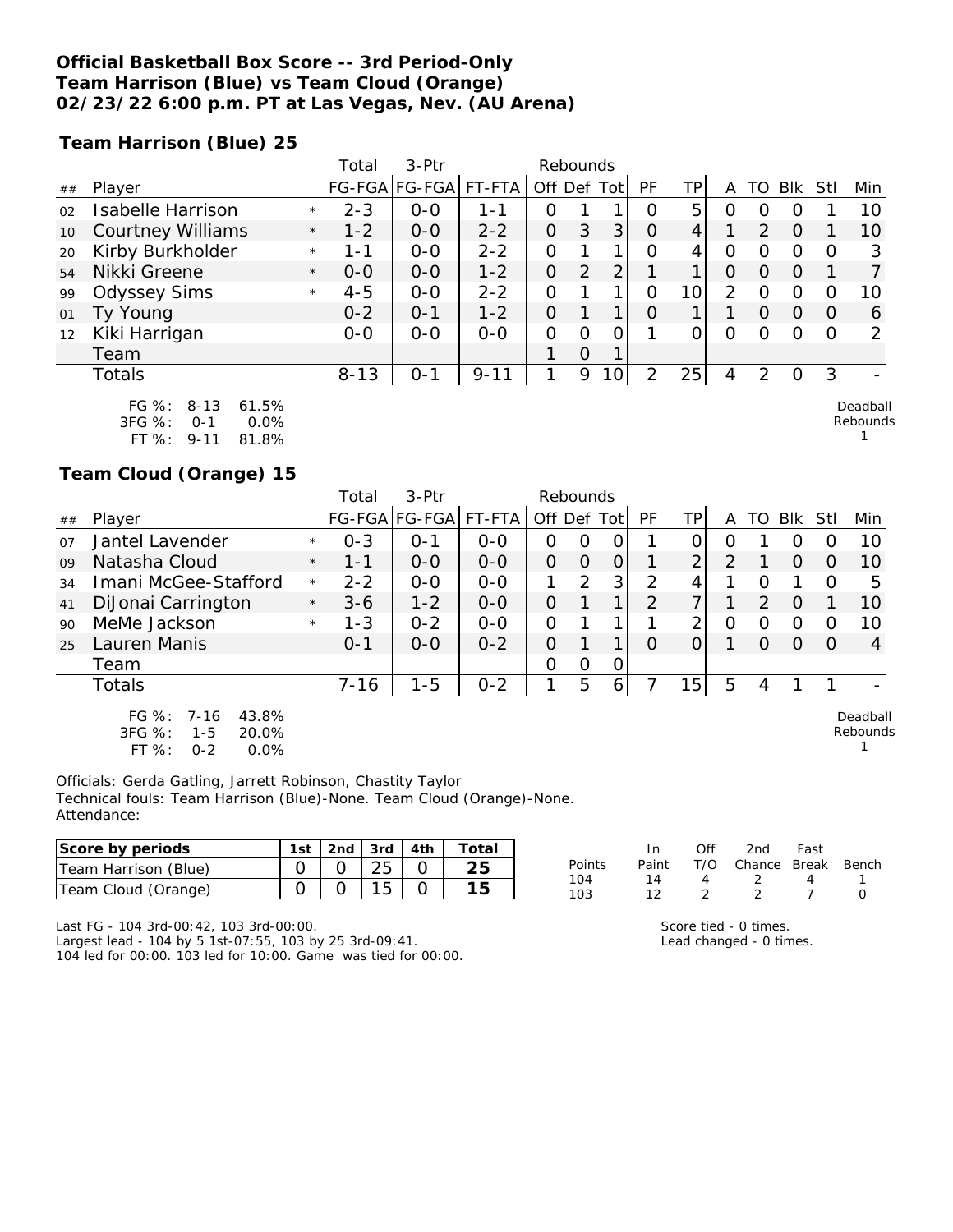**Official Basketball Box Score -- 3rd Period-Only**
**Team Harrison (Blue) vs Team Cloud (Orange)**
**02/23/22 6:00 p.m. PT at Las Vegas, Nev. (AU Arena)**

### Team Harrison (Blue) 25

| ## | Player | | Total FG-FGA | 3-Ptr FG-FGA | FT-FTA | Rebounds Off | Def | Tot | PF | TP | A | TO | Blk | Stl | Min |
|---|---|---|---|---|---|---|---|---|---|---|---|---|---|---|---|
| 02 | Isabelle Harrison | * | 2-3 | 0-0 | 1-1 | 0 | 1 | 1 | 0 | 5 | 0 | 0 | 0 | 1 | 10 |
| 10 | Courtney Williams | * | 1-2 | 0-0 | 2-2 | 0 | 3 | 3 | 0 | 4 | 1 | 2 | 0 | 1 | 10 |
| 20 | Kirby Burkholder | * | 1-1 | 0-0 | 2-2 | 0 | 1 | 1 | 0 | 4 | 0 | 0 | 0 | 0 | 3 |
| 54 | Nikki Greene | * | 0-0 | 0-0 | 1-2 | 0 | 2 | 2 | 1 | 1 | 0 | 0 | 0 | 1 | 7 |
| 99 | Odyssey Sims | * | 4-5 | 0-0 | 2-2 | 0 | 1 | 1 | 0 | 10 | 2 | 0 | 0 | 0 | 10 |
| 01 | Ty Young | | 0-2 | 0-1 | 1-2 | 0 | 1 | 1 | 0 | 1 | 1 | 0 | 0 | 0 | 6 |
| 12 | Kiki Harrigan | | 0-0 | 0-0 | 0-0 | 0 | 0 | 0 | 1 | 0 | 0 | 0 | 0 | 0 | 2 |
| | Team | | | | | 1 | 0 | 1 | | | | | | | |
| | Totals | | 8-13 | 0-1 | 9-11 | 1 | 9 | 10 | 2 | 25 | 4 | 2 | 0 | 3 | - |

FG %: 8-13 61.5%
3FG %: 0-1 0.0%
FT %: 9-11 81.8%

Deadball Rebounds 1

### Team Cloud (Orange) 15

| ## | Player | | Total FG-FGA | 3-Ptr FG-FGA | FT-FTA | Rebounds Off | Def | Tot | PF | TP | A | TO | Blk | Stl | Min |
|---|---|---|---|---|---|---|---|---|---|---|---|---|---|---|---|
| 07 | Jantel Lavender | * | 0-3 | 0-1 | 0-0 | 0 | 0 | 0 | 1 | 0 | 0 | 1 | 0 | 0 | 10 |
| 09 | Natasha Cloud | * | 1-1 | 0-0 | 0-0 | 0 | 0 | 0 | 1 | 2 | 2 | 1 | 0 | 0 | 10 |
| 34 | Imani McGee-Stafford | * | 2-2 | 0-0 | 0-0 | 1 | 2 | 3 | 2 | 4 | 1 | 0 | 1 | 0 | 5 |
| 41 | DiJonai Carrington | * | 3-6 | 1-2 | 0-0 | 0 | 1 | 1 | 2 | 7 | 1 | 2 | 0 | 1 | 10 |
| 90 | MeMe Jackson | * | 1-3 | 0-2 | 0-0 | 0 | 1 | 1 | 1 | 2 | 0 | 0 | 0 | 0 | 10 |
| 25 | Lauren Manis | | 0-1 | 0-0 | 0-2 | 0 | 1 | 1 | 0 | 0 | 1 | 0 | 0 | 0 | 4 |
| | Team | | | | | 0 | 0 | 0 | | | | | | | |
| | Totals | | 7-16 | 1-5 | 0-2 | 1 | 5 | 6 | 7 | 15 | 5 | 4 | 1 | 1 | - |

FG %: 7-16 43.8%
3FG %: 1-5 20.0%
FT %: 0-2 0.0%

Deadball Rebounds 1

Officials: Gerda Gatling, Jarrett Robinson, Chastity Taylor
Technical fouls: Team Harrison (Blue)-None. Team Cloud (Orange)-None.
Attendance:

| Score by periods | 1st | 2nd | 3rd | 4th | Total |
|---|---|---|---|---|---|
| Team Harrison (Blue) | 0 | 0 | 25 | 0 | 25 |
| Team Cloud (Orange) | 0 | 0 | 15 | 0 | 15 |

| Points | In Paint | Off T/O | 2nd Chance | Fast Break | Bench |
|---|---|---|---|---|---|
| 104 | 14 | 4 | 2 | 4 | 1 |
| 103 | 12 | 2 | 2 | 7 | 0 |

Last FG - 104 3rd-00:42, 103 3rd-00:00.
Largest lead - 104 by 5 1st-07:55, 103 by 25 3rd-09:41.
104 led for 00:00. 103 led for 10:00. Game was tied for 00:00.

Score tied - 0 times.
Lead changed - 0 times.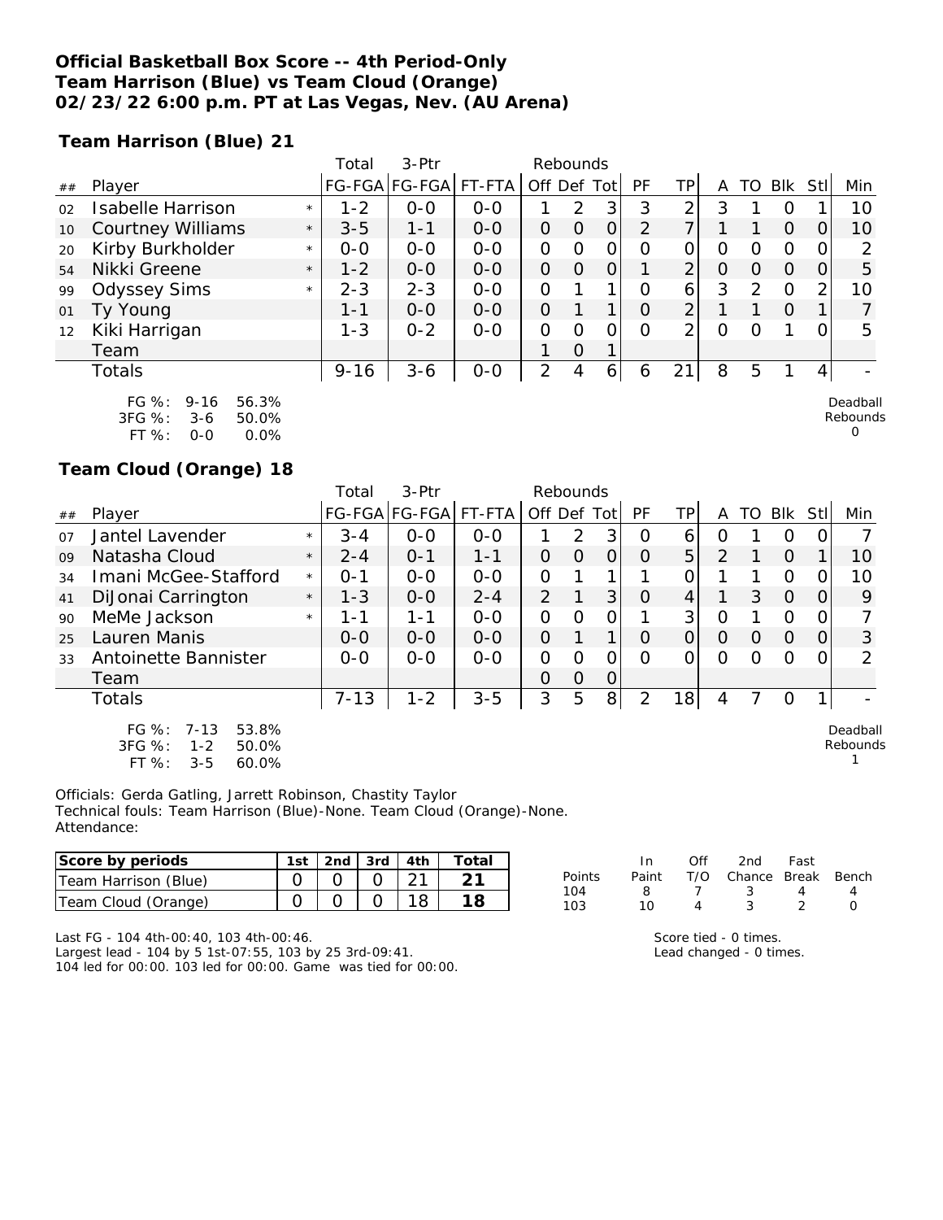**Official Basketball Box Score -- 4th Period-Only**
**Team Harrison (Blue) vs Team Cloud (Orange)**
**02/23/22 6:00 p.m. PT at Las Vegas, Nev. (AU Arena)**

**Team Harrison (Blue) 21**

| ## | Player | | Total FG-FGA | 3-Ptr FG-FGA | FT-FTA | Rebounds Off | Def | Tot | PF | TP | A | TO | Blk | Stl | Min |
|---|---|---|---|---|---|---|---|---|---|---|---|---|---|---|---|
| 02 | Isabelle Harrison | * | 1-2 | 0-0 | 0-0 | 1 | 2 | 3 | 3 | 2 | 3 | 1 | 0 | 1 | 10 |
| 10 | Courtney Williams | * | 3-5 | 1-1 | 0-0 | 0 | 0 | 0 | 2 | 7 | 1 | 1 | 0 | 0 | 10 |
| 20 | Kirby Burkholder | * | 0-0 | 0-0 | 0-0 | 0 | 0 | 0 | 0 | 0 | 0 | 0 | 0 | 0 | 2 |
| 54 | Nikki Greene | * | 1-2 | 0-0 | 0-0 | 0 | 0 | 0 | 1 | 2 | 0 | 0 | 0 | 0 | 5 |
| 99 | Odyssey Sims | * | 2-3 | 2-3 | 0-0 | 0 | 1 | 1 | 0 | 6 | 3 | 2 | 0 | 2 | 10 |
| 01 | Ty Young | | 1-1 | 0-0 | 0-0 | 0 | 1 | 1 | 0 | 2 | 1 | 1 | 0 | 1 | 7 |
| 12 | Kiki Harrigan | | 1-3 | 0-2 | 0-0 | 0 | 0 | 0 | 0 | 2 | 0 | 0 | 1 | 0 | 5 |
| | Team | | | | | 1 | 0 | 1 | | | | | | | |
| | Totals | | 9-16 | 3-6 | 0-0 | 2 | 4 | 6 | 6 | 21 | 8 | 5 | 1 | 4 | - |

FG %: 9-16 56.3%
3FG %: 3-6 50.0%
FT %: 0-0 0.0%

Deadball Rebounds 0

**Team Cloud (Orange) 18**

| ## | Player | | Total FG-FGA | 3-Ptr FG-FGA | FT-FTA | Rebounds Off | Def | Tot | PF | TP | A | TO | Blk | Stl | Min |
|---|---|---|---|---|---|---|---|---|---|---|---|---|---|---|---|
| 07 | Jantel Lavender | * | 3-4 | 0-0 | 0-0 | 1 | 2 | 3 | 0 | 6 | 0 | 1 | 0 | 0 | 7 |
| 09 | Natasha Cloud | * | 2-4 | 0-1 | 1-1 | 0 | 0 | 0 | 0 | 5 | 2 | 1 | 0 | 1 | 10 |
| 34 | Imani McGee-Stafford | * | 0-1 | 0-0 | 0-0 | 0 | 1 | 1 | 1 | 0 | 1 | 1 | 0 | 0 | 10 |
| 41 | DiJonai Carrington | * | 1-3 | 0-0 | 2-4 | 2 | 1 | 3 | 0 | 4 | 1 | 3 | 0 | 0 | 9 |
| 90 | MeMe Jackson | * | 1-1 | 1-1 | 0-0 | 0 | 0 | 0 | 1 | 3 | 0 | 1 | 0 | 0 | 7 |
| 25 | Lauren Manis | | 0-0 | 0-0 | 0-0 | 0 | 1 | 1 | 0 | 0 | 0 | 0 | 0 | 0 | 3 |
| 33 | Antoinette Bannister | | 0-0 | 0-0 | 0-0 | 0 | 0 | 0 | 0 | 0 | 0 | 0 | 0 | 0 | 2 |
| | Team | | | | | 0 | 0 | 0 | | | | | | | |
| | Totals | | 7-13 | 1-2 | 3-5 | 3 | 5 | 8 | 2 | 18 | 4 | 7 | 0 | 1 | - |

FG %: 7-13 53.8%
3FG %: 1-2 50.0%
FT %: 3-5 60.0%

Deadball Rebounds 1

Officials: Gerda Gatling, Jarrett Robinson, Chastity Taylor
Technical fouls: Team Harrison (Blue)-None. Team Cloud (Orange)-None.
Attendance:

| Score by periods | 1st | 2nd | 3rd | 4th | Total |
|---|---|---|---|---|---|
| Team Harrison (Blue) | 0 | 0 | 0 | 21 | 21 |
| Team Cloud (Orange) | 0 | 0 | 0 | 18 | 18 |

| Points | In Paint | Off T/O | 2nd Chance | Fast Break | Bench |
|---|---|---|---|---|---|
| 104 | 8 | 7 | 3 | 4 | 4 |
| 103 | 10 | 4 | 3 | 2 | 0 |

Last FG - 104 4th-00:40, 103 4th-00:46.
Largest lead - 104 by 5 1st-07:55, 103 by 25 3rd-09:41.
104 led for 00:00. 103 led for 00:00. Game was tied for 00:00.

Score tied - 0 times.
Lead changed - 0 times.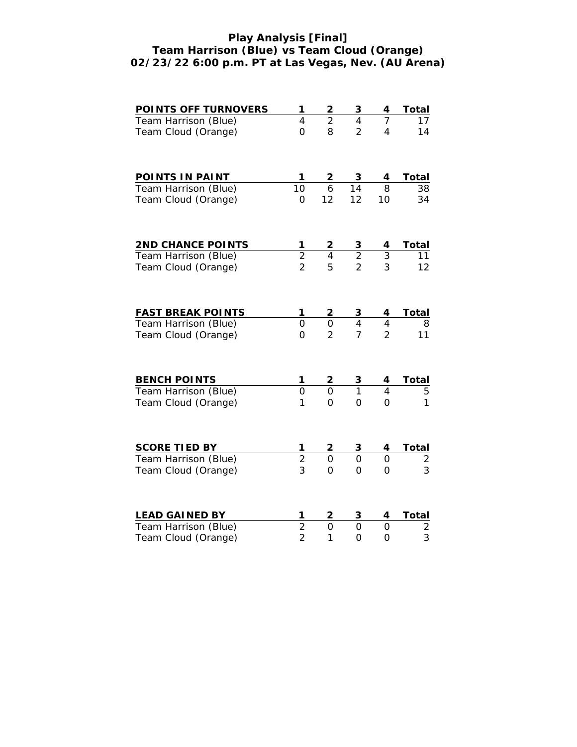# Play Analysis [Final]
# Team Harrison (Blue) vs Team Cloud (Orange)
# 02/23/22 6:00 p.m. PT at Las Vegas, Nev. (AU Arena)

| POINTS OFF TURNOVERS | 1 | 2 | 3 | 4 | Total |
|---|---|---|---|---|---|
| Team Harrison (Blue) | 4 | 2 | 4 | 7 | 17 |
| Team Cloud (Orange) | 0 | 8 | 2 | 4 | 14 |

| POINTS IN PAINT | 1 | 2 | 3 | 4 | Total |
|---|---|---|---|---|---|
| Team Harrison (Blue) | 10 | 6 | 14 | 8 | 38 |
| Team Cloud (Orange) | 0 | 12 | 12 | 10 | 34 |

| 2ND CHANCE POINTS | 1 | 2 | 3 | 4 | Total |
|---|---|---|---|---|---|
| Team Harrison (Blue) | 2 | 4 | 2 | 3 | 11 |
| Team Cloud (Orange) | 2 | 5 | 2 | 3 | 12 |

| FAST BREAK POINTS | 1 | 2 | 3 | 4 | Total |
|---|---|---|---|---|---|
| Team Harrison (Blue) | 0 | 0 | 4 | 4 | 8 |
| Team Cloud (Orange) | 0 | 2 | 7 | 2 | 11 |

| BENCH POINTS | 1 | 2 | 3 | 4 | Total |
|---|---|---|---|---|---|
| Team Harrison (Blue) | 0 | 0 | 1 | 4 | 5 |
| Team Cloud (Orange) | 1 | 0 | 0 | 0 | 1 |

| SCORE TIED BY | 1 | 2 | 3 | 4 | Total |
|---|---|---|---|---|---|
| Team Harrison (Blue) | 2 | 0 | 0 | 0 | 2 |
| Team Cloud (Orange) | 3 | 0 | 0 | 0 | 3 |

| LEAD GAINED BY | 1 | 2 | 3 | 4 | Total |
|---|---|---|---|---|---|
| Team Harrison (Blue) | 2 | 0 | 0 | 0 | 2 |
| Team Cloud (Orange) | 2 | 1 | 0 | 0 | 3 |